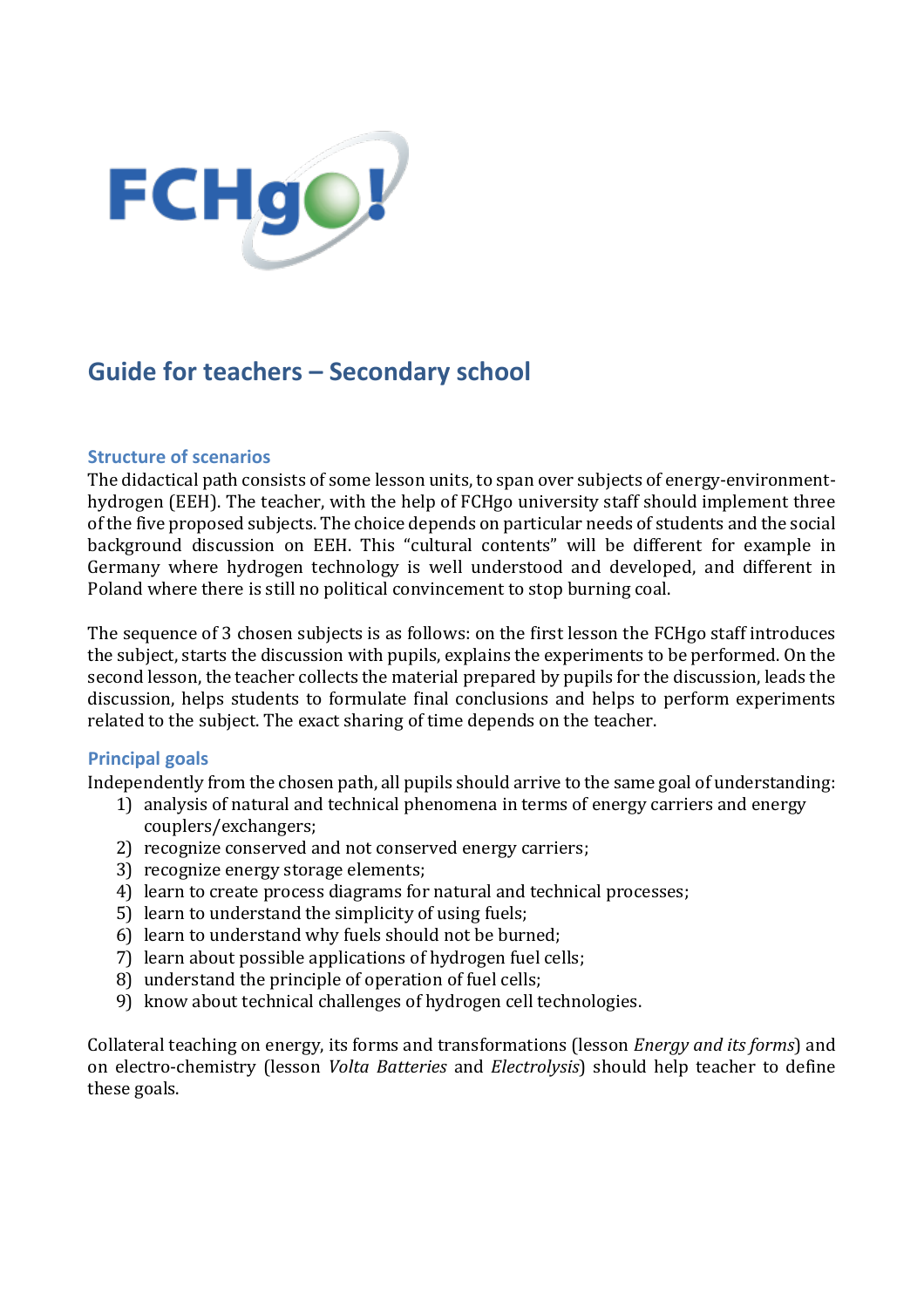# Guide for teachers – Secondary school

## Structure of scenarios

The didactical path consists of some lesson units, to span over subjects of energy-environment-hydrogen (EEH). The teacher, with the help of FCHgo university staff should implement three of the five proposed subjects. The choice depends on particular needs of students and the social background discussion on EEH. This "cultural contents" will be different for example in Germany where hydrogen technology is well understood and developed, and different in Poland where there is still no political convincement to stop burning coal.

The sequence of 3 chosen subjects is as follows: on the first lesson the FCHgo staff introduces the subject, starts the discussion with pupils, explains the experiments to be performed. On the second lesson, the teacher collects the material prepared by pupils for the discussion, leads the discussion, helps students to formulate final conclusions and helps to perform experiments related to the subject. The exact sharing of time depends on the teacher.

## Principal goals

Independently from the chosen path, all pupils should arrive to the same goal of understanding:

1) analysis of natural and technical phenomena in terms of energy carriers and energy couplers/exchangers;
2) recognize conserved and not conserved energy carriers;
3) recognize energy storage elements;
4) learn to create process diagrams for natural and technical processes;
5) learn to understand the simplicity of using fuels;
6) learn to understand why fuels should not be burned;
7) learn about possible applications of hydrogen fuel cells;
8) understand the principle of operation of fuel cells;
9) know about technical challenges of hydrogen cell technologies.

Collateral teaching on energy, its forms and transformations (lesson *Energy and its forms*) and on electro-chemistry (lesson *Volta Batteries* and *Electrolysis*) should help teacher to define these goals.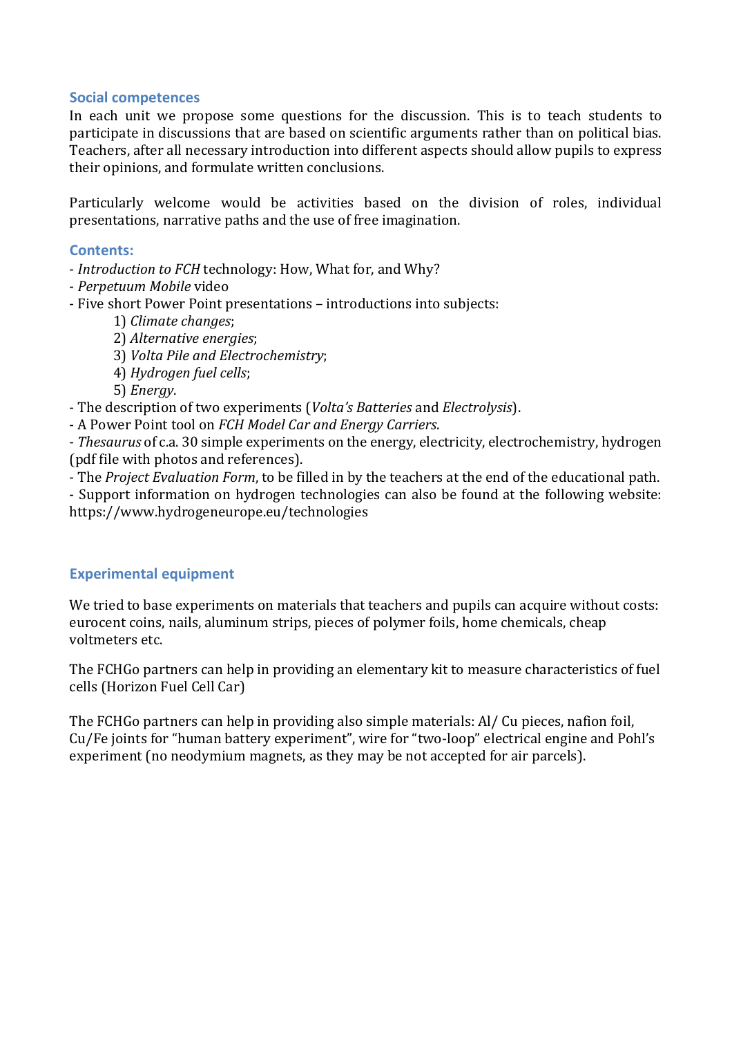## Social competences

In each unit we propose some questions for the discussion. This is to teach students to participate in discussions that are based on scientific arguments rather than on political bias. Teachers, after all necessary introduction into different aspects should allow pupils to express their opinions, and formulate written conclusions.

Particularly welcome would be activities based on the division of roles, individual presentations, narrative paths and the use of free imagination.

## Contents:

- *Introduction to FCH* technology: How, What for, and Why?
- *Perpetuum Mobile* video
- Five short Power Point presentations – introductions into subjects:
    1) *Climate changes*;
    2) *Alternative energies*;
    3) *Volta Pile and Electrochemistry*;
    4) *Hydrogen fuel cells*;
    5) *Energy*.
- The description of two experiments (*Volta's Batteries* and *Electrolysis*).
- A Power Point tool on *FCH Model Car and Energy Carriers*.
- *Thesaurus* of c.a. 30 simple experiments on the energy, electricity, electrochemistry, hydrogen (pdf file with photos and references).
- The *Project Evaluation Form*, to be filled in by the teachers at the end of the educational path.
- Support information on hydrogen technologies can also be found at the following website: https://www.hydrogeneurope.eu/technologies

## Experimental equipment

We tried to base experiments on materials that teachers and pupils can acquire without costs: eurocent coins, nails, aluminum strips, pieces of polymer foils, home chemicals, cheap voltmeters etc.

The FCHGo partners can help in providing an elementary kit to measure characteristics of fuel cells (Horizon Fuel Cell Car)

The FCHGo partners can help in providing also simple materials: Al/ Cu pieces, nafion foil, Cu/Fe joints for "human battery experiment", wire for "two-loop" electrical engine and Pohl's experiment (no neodymium magnets, as they may be not accepted for air parcels).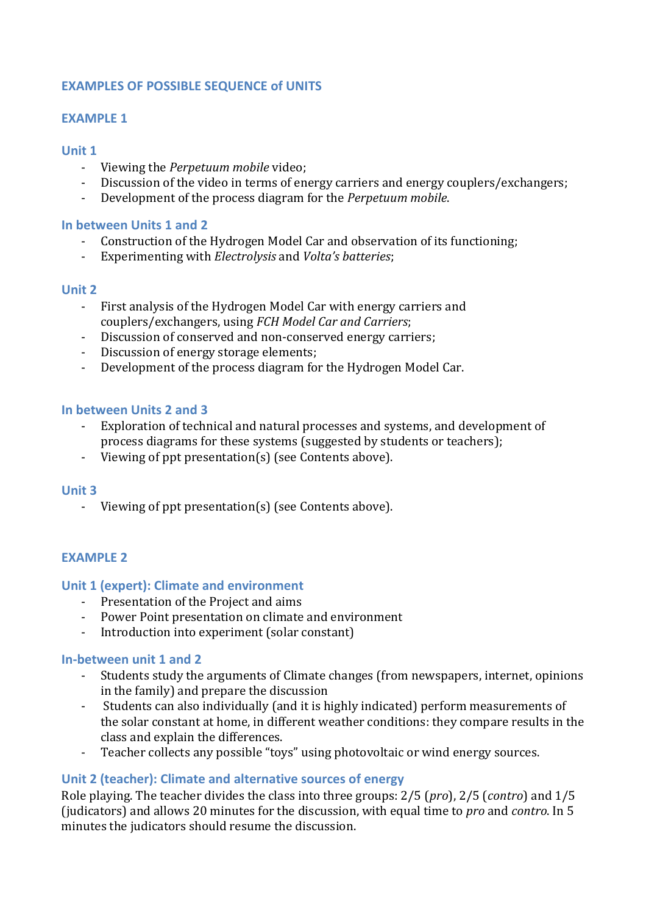## EXAMPLES OF POSSIBLE SEQUENCE of UNITS

### EXAMPLE 1

#### Unit 1

- Viewing the *Perpetuum mobile* video;
- Discussion of the video in terms of energy carriers and energy couplers/exchangers;
- Development of the process diagram for the *Perpetuum mobile*.

#### In between Units 1 and 2

- Construction of the Hydrogen Model Car and observation of its functioning;
- Experimenting with *Electrolysis* and *Volta's batteries*;

#### Unit 2

- First analysis of the Hydrogen Model Car with energy carriers and couplers/exchangers, using *FCH Model Car and Carriers*;
- Discussion of conserved and non-conserved energy carriers;
- Discussion of energy storage elements;
- Development of the process diagram for the Hydrogen Model Car.

#### In between Units 2 and 3

- Exploration of technical and natural processes and systems, and development of process diagrams for these systems (suggested by students or teachers);
- Viewing of ppt presentation(s) (see Contents above).

#### Unit 3

- Viewing of ppt presentation(s) (see Contents above).

### EXAMPLE 2

#### Unit 1 (expert): Climate and environment

- Presentation of the Project and aims
- Power Point presentation on climate and environment
- Introduction into experiment (solar constant)

#### In-between unit 1 and 2

- Students study the arguments of Climate changes (from newspapers, internet, opinions in the family) and prepare the discussion
- Students can also individually (and it is highly indicated) perform measurements of the solar constant at home, in different weather conditions: they compare results in the class and explain the differences.
- Teacher collects any possible "toys" using photovoltaic or wind energy sources.

#### Unit 2 (teacher): Climate and alternative sources of energy

Role playing. The teacher divides the class into three groups: 2/5 (*pro*), 2/5 (*contro*) and 1/5 (judicators) and allows 20 minutes for the discussion, with equal time to *pro* and *contro*. In 5 minutes the judicators should resume the discussion.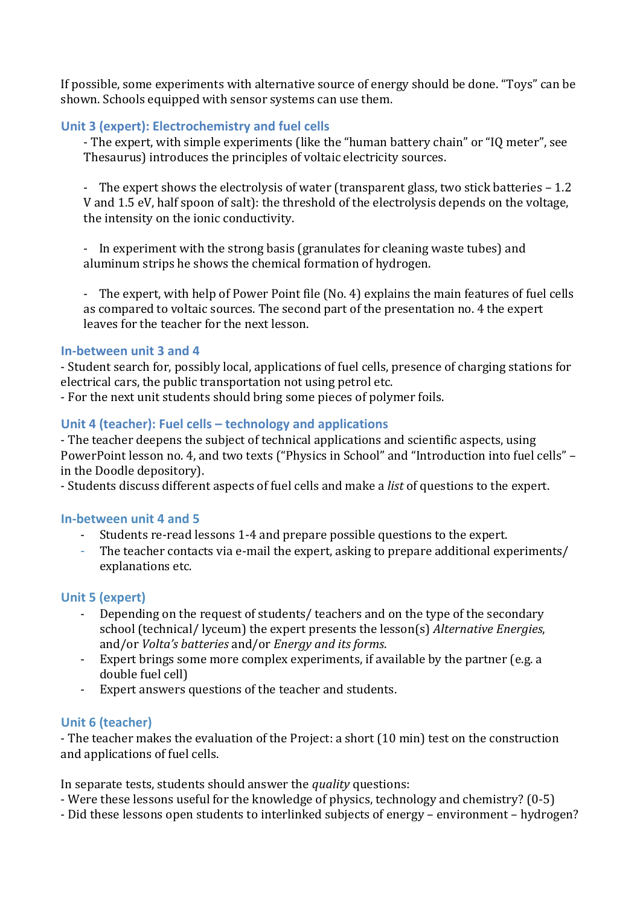If possible, some experiments with alternative source of energy should be done. "Toys" can be shown. Schools equipped with sensor systems can use them.

### Unit 3 (expert): Electrochemistry and fuel cells

- The expert, with simple experiments (like the "human battery chain" or "IQ meter", see Thesaurus) introduces the principles of voltaic electricity sources.

- The expert shows the electrolysis of water (transparent glass, two stick batteries – 1.2 V and 1.5 eV, half spoon of salt): the threshold of the electrolysis depends on the voltage, the intensity on the ionic conductivity.

- In experiment with the strong basis (granulates for cleaning waste tubes) and aluminum strips he shows the chemical formation of hydrogen.

- The expert, with help of Power Point file (No. 4) explains the main features of fuel cells as compared to voltaic sources. The second part of the presentation no. 4 the expert leaves for the teacher for the next lesson.

### In-between unit 3 and 4

- Student search for, possibly local, applications of fuel cells, presence of charging stations for electrical cars, the public transportation not using petrol etc.
- For the next unit students should bring some pieces of polymer foils.

### Unit 4 (teacher): Fuel cells – technology and applications

- The teacher deepens the subject of technical applications and scientific aspects, using PowerPoint lesson no. 4, and two texts ("Physics in School" and "Introduction into fuel cells" – in the Doodle depository).
- Students discuss different aspects of fuel cells and make a *list* of questions to the expert.

### In-between unit 4 and 5

- Students re-read lessons 1-4 and prepare possible questions to the expert.
- The teacher contacts via e-mail the expert, asking to prepare additional experiments/ explanations etc.

### Unit 5 (expert)

- Depending on the request of students/ teachers and on the type of the secondary school (technical/ lyceum) the expert presents the lesson(s) *Alternative Energies*, and/or *Volta's batteries* and/or *Energy and its forms*.
- Expert brings some more complex experiments, if available by the partner (e.g. a double fuel cell)
- Expert answers questions of the teacher and students.

### Unit 6 (teacher)

- The teacher makes the evaluation of the Project: a short (10 min) test on the construction and applications of fuel cells.

In separate tests, students should answer the *quality* questions:
- Were these lessons useful for the knowledge of physics, technology and chemistry? (0-5)
- Did these lessons open students to interlinked subjects of energy – environment – hydrogen?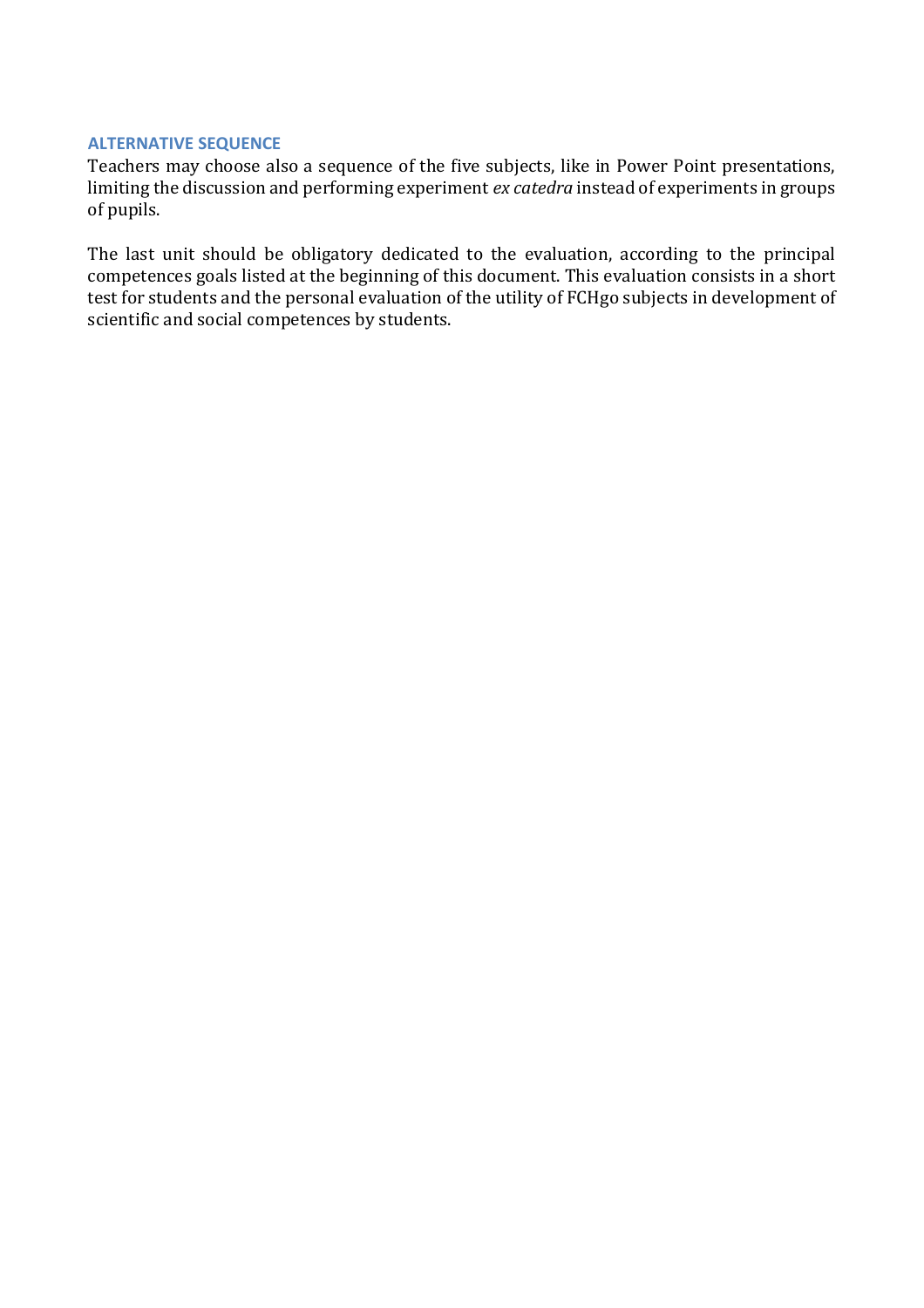### ALTERNATIVE SEQUENCE

Teachers may choose also a sequence of the five subjects, like in Power Point presentations, limiting the discussion and performing experiment *ex catedra* instead of experiments in groups of pupils.

The last unit should be obligatory dedicated to the evaluation, according to the principal competences goals listed at the beginning of this document. This evaluation consists in a short test for students and the personal evaluation of the utility of FCHgo subjects in development of scientific and social competences by students.